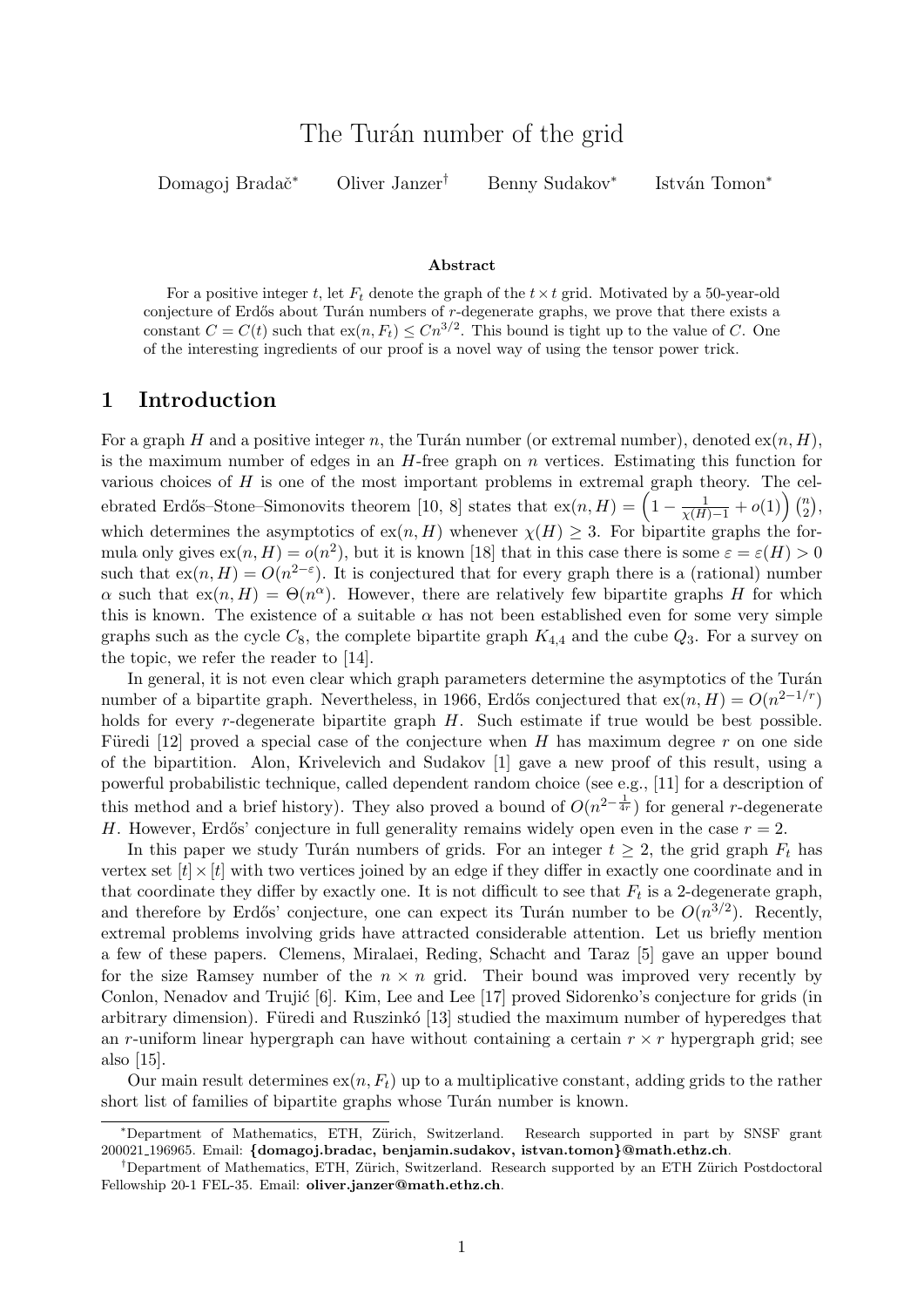# The Turán number of the grid

Domagoj Bradač* Oliver Janzer† Benny Sudakov* István Tomon*

**Abstract**

For a positive integer $t$, let $F_t$ denote the graph of the $t \times t$ grid. Motivated by a 50-year-old conjecture of Erdős about Turán numbers of $r$-degenerate graphs, we prove that there exists a constant $C = C(t)$ such that $\mathrm{ex}(n, F_t) \le Cn^{3/2}$. This bound is tight up to the value of $C$. One of the interesting ingredients of our proof is a novel way of using the tensor power trick.

## 1 Introduction

For a graph $H$ and a positive integer $n$, the Turán number (or extremal number), denoted $\mathrm{ex}(n, H)$, is the maximum number of edges in an $H$-free graph on $n$ vertices. Estimating this function for various choices of $H$ is one of the most important problems in extremal graph theory. The celebrated Erdős–Stone–Simonovits theorem [10, 8] states that $\mathrm{ex}(n, H) = \left(1 - \frac{1}{\chi(H)-1} + o(1)\right)\binom{n}{2}$, which determines the asymptotics of $\mathrm{ex}(n, H)$ whenever $\chi(H) \ge 3$. For bipartite graphs the formula only gives $\mathrm{ex}(n, H) = o(n^2)$, but it is known [18] that in this case there is some $\varepsilon = \varepsilon(H) > 0$ such that $\mathrm{ex}(n, H) = O(n^{2-\varepsilon})$. It is conjectured that for every graph there is a (rational) number $\alpha$ such that $\mathrm{ex}(n, H) = \Theta(n^\alpha)$. However, there are relatively few bipartite graphs $H$ for which this is known. The existence of a suitable $\alpha$ has not been established even for some very simple graphs such as the cycle $C_8$, the complete bipartite graph $K_{4,4}$ and the cube $Q_3$. For a survey on the topic, we refer the reader to [14].

In general, it is not even clear which graph parameters determine the asymptotics of the Turán number of a bipartite graph. Nevertheless, in 1966, Erdős conjectured that $\mathrm{ex}(n, H) = O(n^{2-1/r})$ holds for every $r$-degenerate bipartite graph $H$. Such estimate if true would be best possible. Füredi [12] proved a special case of the conjecture when $H$ has maximum degree $r$ on one side of the bipartition. Alon, Krivelevich and Sudakov [1] gave a new proof of this result, using a powerful probabilistic technique, called dependent random choice (see e.g., [11] for a description of this method and a brief history). They also proved a bound of $O(n^{2-\frac{1}{4r}})$ for general $r$-degenerate $H$. However, Erdős' conjecture in full generality remains widely open even in the case $r = 2$.

In this paper we study Turán numbers of grids. For an integer $t \ge 2$, the grid graph $F_t$ has vertex set $[t] \times [t]$ with two vertices joined by an edge if they differ in exactly one coordinate and in that coordinate they differ by exactly one. It is not difficult to see that $F_t$ is a 2-degenerate graph, and therefore by Erdős' conjecture, one can expect its Turán number to be $O(n^{3/2})$. Recently, extremal problems involving grids have attracted considerable attention. Let us briefly mention a few of these papers. Clemens, Miralaei, Reding, Schacht and Taraz [5] gave an upper bound for the size Ramsey number of the $n \times n$ grid. Their bound was improved very recently by Conlon, Nenadov and Trujić [6]. Kim, Lee and Lee [17] proved Sidorenko's conjecture for grids (in arbitrary dimension). Füredi and Ruszinkó [13] studied the maximum number of hyperedges that an $r$-uniform linear hypergraph can have without containing a certain $r \times r$ hypergraph grid; see also [15].

Our main result determines $\mathrm{ex}(n, F_t)$ up to a multiplicative constant, adding grids to the rather short list of families of bipartite graphs whose Turán number is known.

*Department of Mathematics, ETH, Zürich, Switzerland. Research supported in part by SNSF grant 200021_196965. Email: **{domagoj.bradac, benjamin.sudakov, istvan.tomon}@math.ethz.ch**.

†Department of Mathematics, ETH, Zürich, Switzerland. Research supported by an ETH Zürich Postdoctoral Fellowship 20-1 FEL-35. Email: **oliver.janzer@math.ethz.ch**.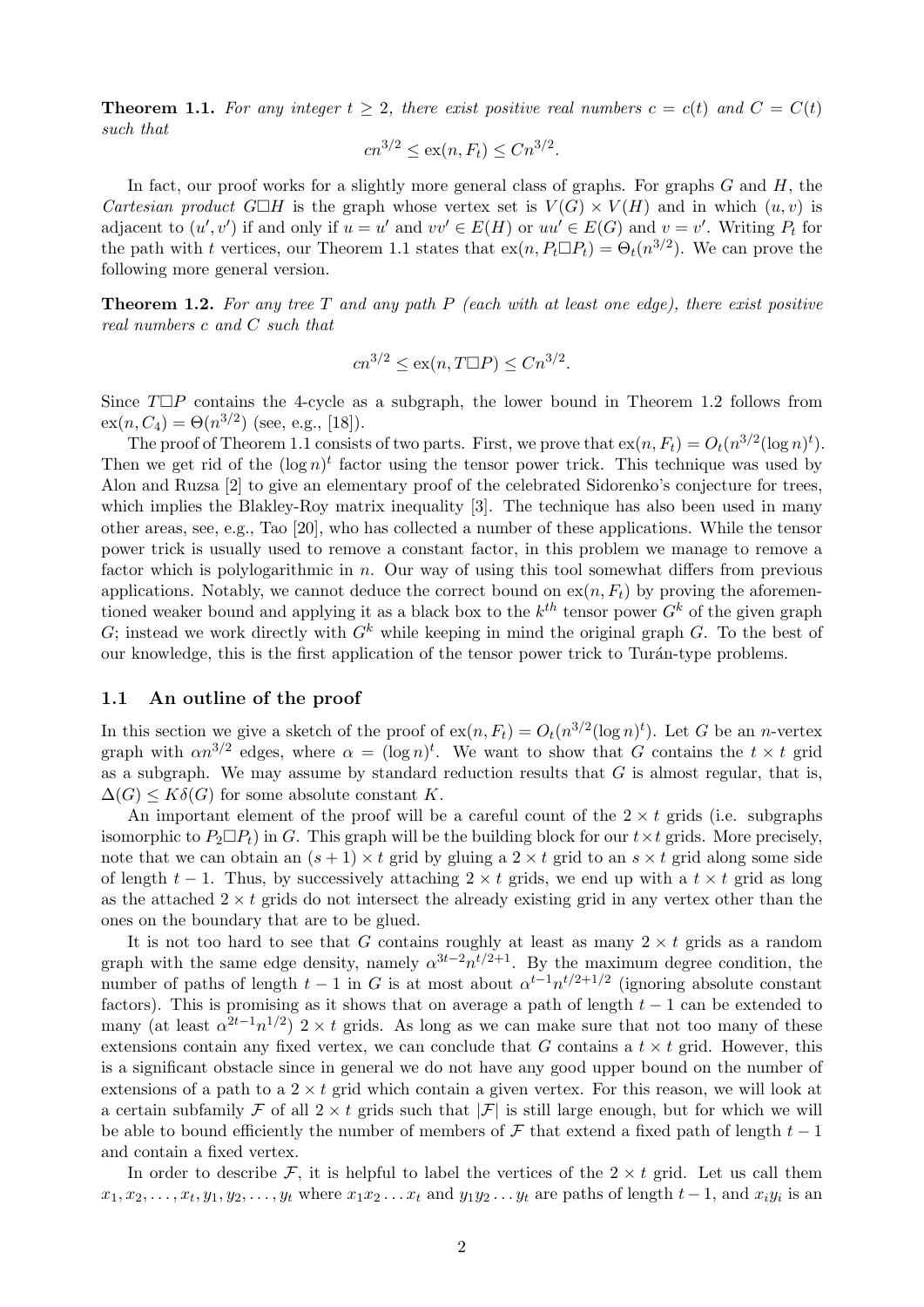**Theorem 1.1.** *For any integer $t \geq 2$, there exist positive real numbers $c = c(t)$ and $C = C(t)$ such that*

$$cn^{3/2} \leq \mathrm{ex}(n, F_t) \leq Cn^{3/2}.$$

In fact, our proof works for a slightly more general class of graphs. For graphs $G$ and $H$, the *Cartesian product* $G \square H$ is the graph whose vertex set is $V(G) \times V(H)$ and in which $(u, v)$ is adjacent to $(u', v')$ if and only if $u = u'$ and $vv' \in E(H)$ or $uu' \in E(G)$ and $v = v'$. Writing $P_t$ for the path with $t$ vertices, our Theorem 1.1 states that $\mathrm{ex}(n, P_t \square P_t) = \Theta_t(n^{3/2})$. We can prove the following more general version.

**Theorem 1.2.** *For any tree $T$ and any path $P$ (each with at least one edge), there exist positive real numbers $c$ and $C$ such that*

$$cn^{3/2} \leq \mathrm{ex}(n, T \square P) \leq Cn^{3/2}.$$

Since $T \square P$ contains the 4-cycle as a subgraph, the lower bound in Theorem 1.2 follows from $\mathrm{ex}(n, C_4) = \Theta(n^{3/2})$ (see, e.g., [18]).

The proof of Theorem 1.1 consists of two parts. First, we prove that $\mathrm{ex}(n, F_t) = O_t(n^{3/2}(\log n)^t)$. Then we get rid of the $(\log n)^t$ factor using the tensor power trick. This technique was used by Alon and Ruzsa [2] to give an elementary proof of the celebrated Sidorenko's conjecture for trees, which implies the Blakley-Roy matrix inequality [3]. The technique has also been used in many other areas, see, e.g., Tao [20], who has collected a number of these applications. While the tensor power trick is usually used to remove a constant factor, in this problem we manage to remove a factor which is polylogarithmic in $n$. Our way of using this tool somewhat differs from previous applications. Notably, we cannot deduce the correct bound on $\mathrm{ex}(n, F_t)$ by proving the aforementioned weaker bound and applying it as a black box to the $k^{th}$ tensor power $G^k$ of the given graph $G$; instead we work directly with $G^k$ while keeping in mind the original graph $G$. To the best of our knowledge, this is the first application of the tensor power trick to Turán-type problems.

### 1.1 An outline of the proof

In this section we give a sketch of the proof of $\mathrm{ex}(n, F_t) = O_t(n^{3/2}(\log n)^t)$. Let $G$ be an $n$-vertex graph with $\alpha n^{3/2}$ edges, where $\alpha = (\log n)^t$. We want to show that $G$ contains the $t \times t$ grid as a subgraph. We may assume by standard reduction results that $G$ is almost regular, that is, $\Delta(G) \leq K\delta(G)$ for some absolute constant $K$.

An important element of the proof will be a careful count of the $2 \times t$ grids (i.e. subgraphs isomorphic to $P_2 \square P_t$) in $G$. This graph will be the building block for our $t \times t$ grids. More precisely, note that we can obtain an $(s+1) \times t$ grid by gluing a $2 \times t$ grid to an $s \times t$ grid along some side of length $t - 1$. Thus, by successively attaching $2 \times t$ grids, we end up with a $t \times t$ grid as long as the attached $2 \times t$ grids do not intersect the already existing grid in any vertex other than the ones on the boundary that are to be glued.

It is not too hard to see that $G$ contains roughly at least as many $2 \times t$ grids as a random graph with the same edge density, namely $\alpha^{3t-2} n^{t/2+1}$. By the maximum degree condition, the number of paths of length $t - 1$ in $G$ is at most about $\alpha^{t-1} n^{t/2+1/2}$ (ignoring absolute constant factors). This is promising as it shows that on average a path of length $t - 1$ can be extended to many (at least $\alpha^{2t-1} n^{1/2}$) $2 \times t$ grids. As long as we can make sure that not too many of these extensions contain any fixed vertex, we can conclude that $G$ contains a $t \times t$ grid. However, this is a significant obstacle since in general we do not have any good upper bound on the number of extensions of a path to a $2 \times t$ grid which contain a given vertex. For this reason, we will look at a certain subfamily $\mathcal{F}$ of all $2 \times t$ grids such that $|\mathcal{F}|$ is still large enough, but for which we will be able to bound efficiently the number of members of $\mathcal{F}$ that extend a fixed path of length $t - 1$ and contain a fixed vertex.

In order to describe $\mathcal{F}$, it is helpful to label the vertices of the $2 \times t$ grid. Let us call them $x_1, x_2, \dots, x_t, y_1, y_2, \dots, y_t$ where $x_1 x_2 \dots x_t$ and $y_1 y_2 \dots y_t$ are paths of length $t - 1$, and $x_i y_i$ is an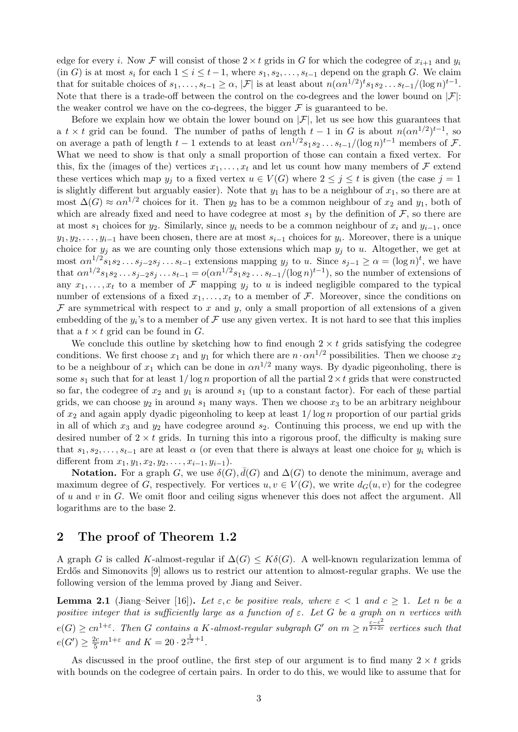edge for every $i$. Now $\mathcal{F}$ will consist of those $2 \times t$ grids in $G$ for which the codegree of $x_{i+1}$ and $y_i$ (in $G$) is at most $s_i$ for each $1 \le i \le t-1$, where $s_1, s_2, \ldots, s_{t-1}$ depend on the graph $G$. We claim that for suitable choices of $s_1, \ldots, s_{t-1} \ge \alpha$, $|\mathcal{F}|$ is at least about $n(\alpha n^{1/2})^t s_1 s_2 \ldots s_{t-1}/(\log n)^{t-1}$. Note that there is a trade-off between the control on the co-degrees and the lower bound on $|\mathcal{F}|$: the weaker control we have on the co-degrees, the bigger $\mathcal{F}$ is guaranteed to be.

Before we explain how we obtain the lower bound on $|\mathcal{F}|$, let us see how this guarantees that a $t \times t$ grid can be found. The number of paths of length $t-1$ in $G$ is about $n(\alpha n^{1/2})^{t-1}$, so on average a path of length $t-1$ extends to at least $\alpha n^{1/2} s_1 s_2 \ldots s_{t-1}/(\log n)^{t-1}$ members of $\mathcal{F}$. What we need to show is that only a small proportion of those can contain a fixed vertex. For this, fix the (images of the) vertices $x_1, \ldots, x_t$ and let us count how many members of $\mathcal{F}$ extend these vertices which map $y_j$ to a fixed vertex $u \in V(G)$ where $2 \le j \le t$ is given (the case $j=1$ is slightly different but arguably easier). Note that $y_1$ has to be a neighbour of $x_1$, so there are at most $\Delta(G) \approx \alpha n^{1/2}$ choices for it. Then $y_2$ has to be a common neighbour of $x_2$ and $y_1$, both of which are already fixed and need to have codegree at most $s_1$ by the definition of $\mathcal{F}$, so there are at most $s_1$ choices for $y_2$. Similarly, since $y_i$ needs to be a common neighbour of $x_i$ and $y_{i-1}$, once $y_1, y_2, \ldots, y_{i-1}$ have been chosen, there are at most $s_{i-1}$ choices for $y_i$. Moreover, there is a unique choice for $y_j$ as we are counting only those extensions which map $y_j$ to $u$. Altogether, we get at most $\alpha n^{1/2} s_1 s_2 \ldots s_{j-2} s_j \ldots s_{t-1}$ extensions mapping $y_j$ to $u$. Since $s_{j-1} \ge \alpha = (\log n)^t$, we have that $\alpha n^{1/2} s_1 s_2 \ldots s_{j-2} s_j \ldots s_{t-1} = o(\alpha n^{1/2} s_1 s_2 \ldots s_{t-1}/(\log n)^{t-1})$, so the number of extensions of any $x_1, \ldots, x_t$ to a member of $\mathcal{F}$ mapping $y_j$ to $u$ is indeed negligible compared to the typical number of extensions of a fixed $x_1, \ldots, x_t$ to a member of $\mathcal{F}$. Moreover, since the conditions on $\mathcal{F}$ are symmetrical with respect to $x$ and $y$, only a small proportion of all extensions of a given embedding of the $y_i$'s to a member of $\mathcal{F}$ use any given vertex. It is not hard to see that this implies that a $t \times t$ grid can be found in $G$.

We conclude this outline by sketching how to find enough $2 \times t$ grids satisfying the codegree conditions. We first choose $x_1$ and $y_1$ for which there are $n \cdot \alpha n^{1/2}$ possibilities. Then we choose $x_2$ to be a neighbour of $x_1$ which can be done in $\alpha n^{1/2}$ many ways. By dyadic pigeonholing, there is some $s_1$ such that for at least $1/\log n$ proportion of all the partial $2 \times t$ grids that were constructed so far, the codegree of $x_2$ and $y_1$ is around $s_1$ (up to a constant factor). For each of these partial grids, we can choose $y_2$ in around $s_1$ many ways. Then we choose $x_3$ to be an arbitrary neighbour of $x_2$ and again apply dyadic pigeonholing to keep at least $1/\log n$ proportion of our partial grids in all of which $x_3$ and $y_2$ have codegree around $s_2$. Continuing this process, we end up with the desired number of $2 \times t$ grids. In turning this into a rigorous proof, the difficulty is making sure that $s_1, s_2, \ldots, s_{t-1}$ are at least $\alpha$ (or even that there is always at least one choice for $y_i$ which is different from $x_1, y_1, x_2, y_2, \ldots, x_{i-1}, y_{i-1}$).

**Notation.** For a graph $G$, we use $\delta(G), \bar{d}(G)$ and $\Delta(G)$ to denote the minimum, average and maximum degree of $G$, respectively. For vertices $u, v \in V(G)$, we write $d_G(u,v)$ for the codegree of $u$ and $v$ in $G$. We omit floor and ceiling signs whenever this does not affect the argument. All logarithms are to the base 2.

## 2 The proof of Theorem 1.2

A graph $G$ is called $K$-almost-regular if $\Delta(G) \le K\delta(G)$. A well-known regularization lemma of Erdős and Simonovits [9] allows us to restrict our attention to almost-regular graphs. We use the following version of the lemma proved by Jiang and Seiver.

**Lemma 2.1** (Jiang–Seiver [16])**.** *Let $\varepsilon, c$ be positive reals, where $\varepsilon < 1$ and $c \ge 1$. Let $n$ be a positive integer that is sufficiently large as a function of $\varepsilon$. Let $G$ be a graph on $n$ vertices with $e(G) \ge cn^{1+\varepsilon}$. Then $G$ contains a $K$-almost-regular subgraph $G'$ on $m \ge n^{\frac{\varepsilon - \varepsilon^2}{2+2\varepsilon}}$ vertices such that $e(G') \ge \frac{2c}{5} m^{1+\varepsilon}$ and $K = 20 \cdot 2^{\frac{1}{\varepsilon^2}+1}$.*

As discussed in the proof outline, the first step of our argument is to find many $2 \times t$ grids with bounds on the codegree of certain pairs. In order to do this, we would like to assume that for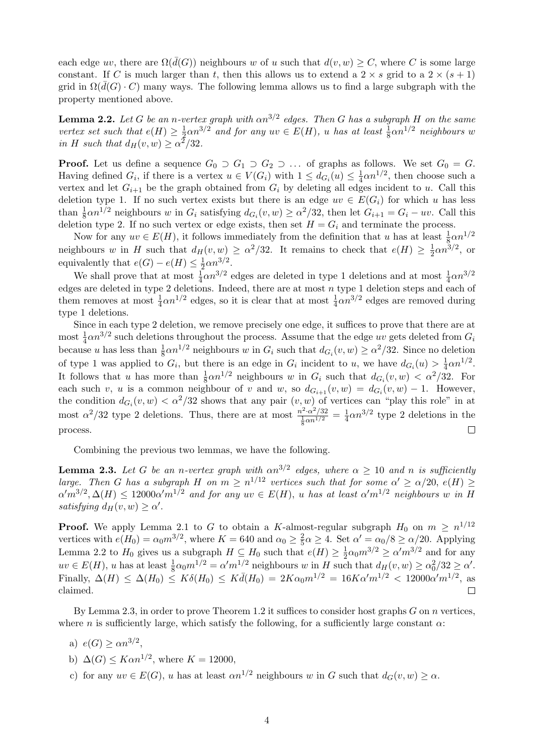each edge $uv$, there are $\Omega(\bar{d}(G))$ neighbours $w$ of $u$ such that $d(v,w) \geq C$, where $C$ is some large constant. If $C$ is much larger than $t$, then this allows us to extend a $2 \times s$ grid to a $2 \times (s+1)$ grid in $\Omega(\bar{d}(G) \cdot C)$ many ways. The following lemma allows us to find a large subgraph with the property mentioned above.

**Lemma 2.2.** *Let $G$ be an $n$-vertex graph with $\alpha n^{3/2}$ edges. Then $G$ has a subgraph $H$ on the same vertex set such that $e(H) \geq \frac{1}{2}\alpha n^{3/2}$ and for any $uv \in E(H)$, $u$ has at least $\frac{1}{8}\alpha n^{1/2}$ neighbours $w$ in $H$ such that $d_H(v,w) \geq \alpha^2/32$.*

**Proof.** Let us define a sequence $G_0 \supset G_1 \supset G_2 \supset \dots$ of graphs as follows. We set $G_0 = G$. Having defined $G_i$, if there is a vertex $u \in V(G_i)$ with $1 \leq d_{G_i}(u) \leq \frac{1}{4}\alpha n^{1/2}$, then choose such a vertex and let $G_{i+1}$ be the graph obtained from $G_i$ by deleting all edges incident to $u$. Call this deletion type 1. If no such vertex exists but there is an edge $uv \in E(G_i)$ for which $u$ has less than $\frac{1}{8}\alpha n^{1/2}$ neighbours $w$ in $G_i$ satisfying $d_{G_i}(v,w) \geq \alpha^2/32$, then let $G_{i+1} = G_i - uv$. Call this deletion type 2. If no such vertex or edge exists, then set $H = G_i$ and terminate the process.

Now for any $uv \in E(H)$, it follows immediately from the definition that $u$ has at least $\frac{1}{8}\alpha n^{1/2}$ neighbours $w$ in $H$ such that $d_H(v,w) \geq \alpha^2/32$. It remains to check that $e(H) \geq \frac{1}{2}\alpha n^{3/2}$, or equivalently that $e(G) - e(H) \leq \frac{1}{2}\alpha n^{3/2}$.

We shall prove that at most $\frac{1}{4}\alpha n^{3/2}$ edges are deleted in type 1 deletions and at most $\frac{1}{4}\alpha n^{3/2}$ edges are deleted in type 2 deletions. Indeed, there are at most $n$ type 1 deletion steps and each of them removes at most $\frac{1}{4}\alpha n^{1/2}$ edges, so it is clear that at most $\frac{1}{4}\alpha n^{3/2}$ edges are removed during type 1 deletions.

Since in each type 2 deletion, we remove precisely one edge, it suffices to prove that there are at most $\frac{1}{4}\alpha n^{3/2}$ such deletions throughout the process. Assume that the edge $uv$ gets deleted from $G_i$ because $u$ has less than $\frac{1}{8}\alpha n^{1/2}$ neighbours $w$ in $G_i$ such that $d_{G_i}(v,w) \geq \alpha^2/32$. Since no deletion of type 1 was applied to $G_i$, but there is an edge in $G_i$ incident to $u$, we have $d_{G_i}(u) > \frac{1}{4}\alpha n^{1/2}$. It follows that $u$ has more than $\frac{1}{8}\alpha n^{1/2}$ neighbours $w$ in $G_i$ such that $d_{G_i}(v,w) < \alpha^2/32$. For each such $v$, $u$ is a common neighbour of $v$ and $w$, so $d_{G_{i+1}}(v,w) = d_{G_i}(v,w) - 1$. However, the condition $d_{G_i}(v,w) < \alpha^2/32$ shows that any pair $(v,w)$ of vertices can "play this role" in at most $\alpha^2/32$ type 2 deletions. Thus, there are at most $\frac{n^2 \cdot \alpha^2/32}{\frac{1}{8}\alpha n^{1/2}} = \frac{1}{4}\alpha n^{3/2}$ type 2 deletions in the process. $\square$

Combining the previous two lemmas, we have the following.

**Lemma 2.3.** *Let $G$ be an $n$-vertex graph with $\alpha n^{3/2}$ edges, where $\alpha \geq 10$ and $n$ is sufficiently large. Then $G$ has a subgraph $H$ on $m \geq n^{1/12}$ vertices such that for some $\alpha' \geq \alpha/20$, $e(H) \geq \alpha' m^{3/2}, \Delta(H) \leq 12000\alpha' m^{1/2}$ and for any $uv \in E(H)$, $u$ has at least $\alpha' m^{1/2}$ neighbours $w$ in $H$ satisfying $d_H(v,w) \geq \alpha'$.*

**Proof.** We apply Lemma 2.1 to $G$ to obtain a $K$-almost-regular subgraph $H_0$ on $m \geq n^{1/12}$ vertices with $e(H_0) = \alpha_0 m^{3/2}$, where $K = 640$ and $\alpha_0 \geq \frac{2}{5}\alpha \geq 4$. Set $\alpha' = \alpha_0/8 \geq \alpha/20$. Applying Lemma 2.2 to $H_0$ gives us a subgraph $H \subseteq H_0$ such that $e(H) \geq \frac{1}{2}\alpha_0 m^{3/2} \geq \alpha' m^{3/2}$ and for any $uv \in E(H)$, $u$ has at least $\frac{1}{8}\alpha_0 m^{1/2} = \alpha' m^{1/2}$ neighbours $w$ in $H$ such that $d_H(v,w) \geq \alpha_0^2/32 \geq \alpha'$. Finally, $\Delta(H) \leq \Delta(H_0) \leq K\delta(H_0) \leq K\bar{d}(H_0) = 2K\alpha_0 m^{1/2} = 16K\alpha' m^{1/2} < 12000\alpha' m^{1/2}$, as claimed. $\square$

By Lemma 2.3, in order to prove Theorem 1.2 it suffices to consider host graphs $G$ on $n$ vertices, where $n$ is sufficiently large, which satisfy the following, for a sufficiently large constant $\alpha$:

a) $e(G) \geq \alpha n^{3/2}$,

b) $\Delta(G) \leq K\alpha n^{1/2}$, where $K = 12000$,

c) for any $uv \in E(G)$, $u$ has at least $\alpha n^{1/2}$ neighbours $w$ in $G$ such that $d_G(v,w) \geq \alpha$.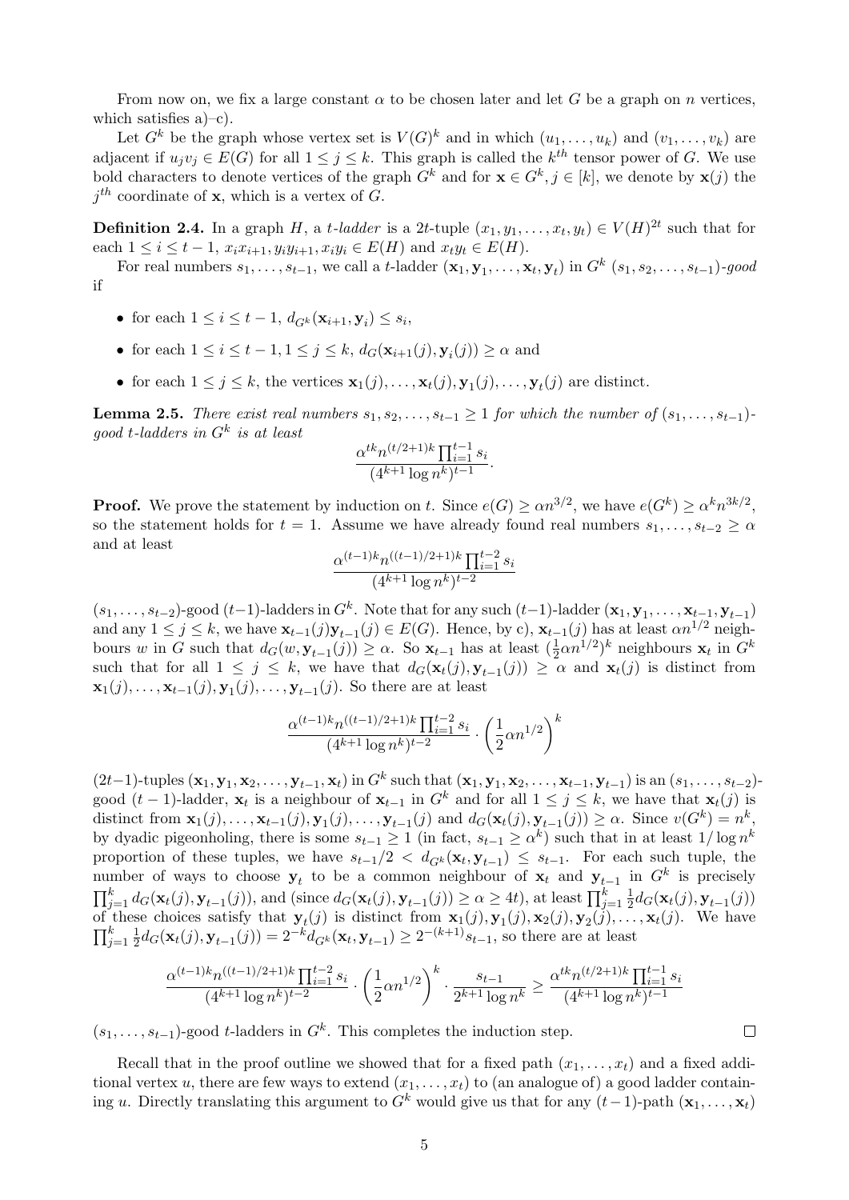From now on, we fix a large constant $\alpha$ to be chosen later and let $G$ be a graph on $n$ vertices, which satisfies a)–c).

Let $G^k$ be the graph whose vertex set is $V(G)^k$ and in which $(u_1, \dots, u_k)$ and $(v_1, \dots, v_k)$ are adjacent if $u_j v_j \in E(G)$ for all $1 \le j \le k$. This graph is called the $k^{th}$ tensor power of $G$. We use bold characters to denote vertices of the graph $G^k$ and for $\mathbf{x} \in G^k, j \in [k]$, we denote by $\mathbf{x}(j)$ the $j^{th}$ coordinate of $\mathbf{x}$, which is a vertex of $G$.

**Definition 2.4.** In a graph $H$, a *$t$-ladder* is a $2t$-tuple $(x_1, y_1, \dots, x_t, y_t) \in V(H)^{2t}$ such that for each $1 \le i \le t-1$, $x_i x_{i+1}, y_i y_{i+1}, x_i y_i \in E(H)$ and $x_t y_t \in E(H)$.

For real numbers $s_1, \dots, s_{t-1}$, we call a $t$-ladder $(\mathbf{x}_1, \mathbf{y}_1, \dots, \mathbf{x}_t, \mathbf{y}_t)$ in $G^k$ *$(s_1, s_2, \dots, s_{t-1})$-good* if

- for each $1 \le i \le t-1$, $d_{G^k}(\mathbf{x}_{i+1}, \mathbf{y}_i) \le s_i$,
- for each $1 \le i \le t-1, 1 \le j \le k$, $d_G(\mathbf{x}_{i+1}(j), \mathbf{y}_i(j)) \ge \alpha$ and
- for each $1 \le j \le k$, the vertices $\mathbf{x}_1(j), \dots, \mathbf{x}_t(j), \mathbf{y}_1(j), \dots, \mathbf{y}_t(j)$ are distinct.

**Lemma 2.5.** *There exist real numbers $s_1, s_2, \dots, s_{t-1} \ge 1$ for which the number of $(s_1, \dots, s_{t-1})$-good $t$-ladders in $G^k$ is at least*

$$\frac{\alpha^{tk} n^{(t/2+1)k} \prod_{i=1}^{t-1} s_i}{(4^{k+1} \log n^k)^{t-1}}.$$

**Proof.** We prove the statement by induction on $t$. Since $e(G) \ge \alpha n^{3/2}$, we have $e(G^k) \ge \alpha^k n^{3k/2}$, so the statement holds for $t = 1$. Assume we have already found real numbers $s_1, \dots, s_{t-2} \ge \alpha$ and at least

$$\frac{\alpha^{(t-1)k} n^{((t-1)/2+1)k} \prod_{i=1}^{t-2} s_i}{(4^{k+1} \log n^k)^{t-2}}$$

$(s_1, \dots, s_{t-2})$-good $(t-1)$-ladders in $G^k$. Note that for any such $(t-1)$-ladder $(\mathbf{x}_1, \mathbf{y}_1, \dots, \mathbf{x}_{t-1}, \mathbf{y}_{t-1})$ and any $1 \le j \le k$, we have $\mathbf{x}_{t-1}(j)\mathbf{y}_{t-1}(j) \in E(G)$. Hence, by c), $\mathbf{x}_{t-1}(j)$ has at least $\alpha n^{1/2}$ neighbours $w$ in $G$ such that $d_G(w, \mathbf{y}_{t-1}(j)) \ge \alpha$. So $\mathbf{x}_{t-1}$ has at least $(\frac{1}{2}\alpha n^{1/2})^k$ neighbours $\mathbf{x}_t$ in $G^k$ such that for all $1 \le j \le k$, we have that $d_G(\mathbf{x}_t(j), \mathbf{y}_{t-1}(j)) \ge \alpha$ and $\mathbf{x}_t(j)$ is distinct from $\mathbf{x}_1(j), \dots, \mathbf{x}_{t-1}(j), \mathbf{y}_1(j), \dots, \mathbf{y}_{t-1}(j)$. So there are at least

$$\frac{\alpha^{(t-1)k} n^{((t-1)/2+1)k} \prod_{i=1}^{t-2} s_i}{(4^{k+1} \log n^k)^{t-2}} \cdot \left(\frac{1}{2}\alpha n^{1/2}\right)^k$$

$(2t-1)$-tuples $(\mathbf{x}_1, \mathbf{y}_1, \mathbf{x}_2, \dots, \mathbf{y}_{t-1}, \mathbf{x}_t)$ in $G^k$ such that $(\mathbf{x}_1, \mathbf{y}_1, \mathbf{x}_2, \dots, \mathbf{x}_{t-1}, \mathbf{y}_{t-1})$ is an $(s_1, \dots, s_{t-2})$-good $(t-1)$-ladder, $\mathbf{x}_t$ is a neighbour of $\mathbf{x}_{t-1}$ in $G^k$ and for all $1 \le j \le k$, we have that $\mathbf{x}_t(j)$ is distinct from $\mathbf{x}_1(j), \dots, \mathbf{x}_{t-1}(j), \mathbf{y}_1(j), \dots, \mathbf{y}_{t-1}(j)$ and $d_G(\mathbf{x}_t(j), \mathbf{y}_{t-1}(j)) \ge \alpha$. Since $v(G^k) = n^k$, by dyadic pigeonholing, there is some $s_{t-1} \ge 1$ (in fact, $s_{t-1} \ge \alpha^k$) such that in at least $1/\log n^k$ proportion of these tuples, we have $s_{t-1}/2 < d_{G^k}(\mathbf{x}_t, \mathbf{y}_{t-1}) \le s_{t-1}$. For each such tuple, the number of ways to choose $\mathbf{y}_t$ to be a common neighbour of $\mathbf{x}_t$ and $\mathbf{y}_{t-1}$ in $G^k$ is precisely $\prod_{j=1}^k d_G(\mathbf{x}_t(j), \mathbf{y}_{t-1}(j))$, and (since $d_G(\mathbf{x}_t(j), \mathbf{y}_{t-1}(j)) \ge \alpha \ge 4t$), at least $\prod_{j=1}^k \frac{1}{2} d_G(\mathbf{x}_t(j), \mathbf{y}_{t-1}(j))$ of these choices satisfy that $\mathbf{y}_t(j)$ is distinct from $\mathbf{x}_1(j), \mathbf{y}_1(j), \mathbf{x}_2(j), \mathbf{y}_2(j), \dots, \mathbf{x}_t(j)$. We have $\prod_{j=1}^k \frac{1}{2} d_G(\mathbf{x}_t(j), \mathbf{y}_{t-1}(j)) = 2^{-k} d_{G^k}(\mathbf{x}_t, \mathbf{y}_{t-1}) \ge 2^{-(k+1)} s_{t-1}$, so there are at least

$$\frac{\alpha^{(t-1)k} n^{((t-1)/2+1)k} \prod_{i=1}^{t-2} s_i}{(4^{k+1} \log n^k)^{t-2}} \cdot \left(\frac{1}{2}\alpha n^{1/2}\right)^k \cdot \frac{s_{t-1}}{2^{k+1} \log n^k} \ge \frac{\alpha^{tk} n^{(t/2+1)k} \prod_{i=1}^{t-1} s_i}{(4^{k+1} \log n^k)^{t-1}}$$

$(s_1, \dots, s_{t-1})$-good $t$-ladders in $G^k$. This completes the induction step. $\square$

Recall that in the proof outline we showed that for a fixed path $(x_1, \dots, x_t)$ and a fixed additional vertex $u$, there are few ways to extend $(x_1, \dots, x_t)$ to (an analogue of) a good ladder containing $u$. Directly translating this argument to $G^k$ would give us that for any $(t-1)$-path $(\mathbf{x}_1, \dots, \mathbf{x}_t)$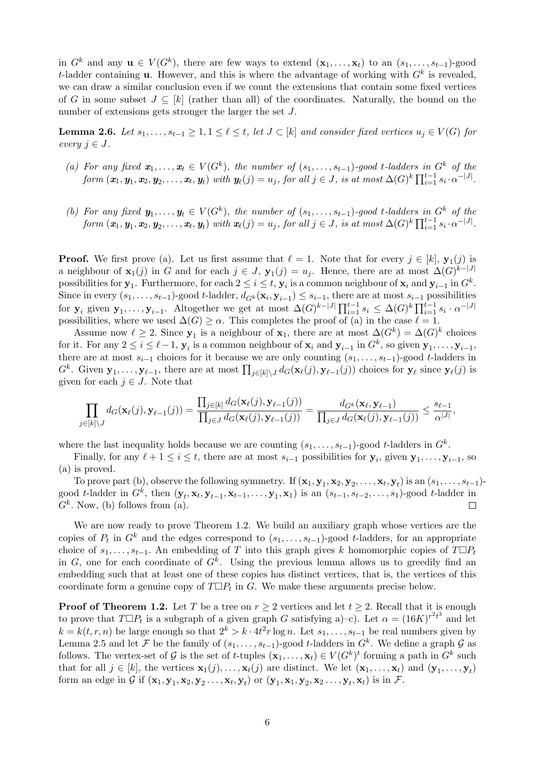in $G^k$ and any $\mathbf{u} \in V(G^k)$, there are few ways to extend $(\mathbf{x}_1, \dots, \mathbf{x}_t)$ to an $(s_1, \dots, s_{t-1})$-good $t$-ladder containing $\mathbf{u}$. However, and this is where the advantage of working with $G^k$ is revealed, we can draw a similar conclusion even if we count the extensions that contain some fixed vertices of $G$ in some subset $J \subseteq [k]$ (rather than all) of the coordinates. Naturally, the bound on the number of extensions gets stronger the larger the set $J$.

**Lemma 2.6.** *Let $s_1, \dots, s_{t-1} \geq 1, 1 \leq \ell \leq t$, let $J \subset [k]$ and consider fixed vertices $u_j \in V(G)$ for every $j \in J$.*

*(a) For any fixed $\mathbf{x}_1, \dots, \mathbf{x}_t \in V(G^k)$, the number of $(s_1, \dots, s_{t-1})$-good $t$-ladders in $G^k$ of the form $(\mathbf{x}_1, \mathbf{y}_1, \mathbf{x}_2, \mathbf{y}_2, \dots, \mathbf{x}_t, \mathbf{y}_t)$ with $\mathbf{y}_\ell(j) = u_j$, for all $j \in J$, is at most $\Delta(G)^k \prod_{i=1}^{t-1} s_i \cdot \alpha^{-|J|}$.*

*(b) For any fixed $\mathbf{y}_1, \dots, \mathbf{y}_t \in V(G^k)$, the number of $(s_1, \dots, s_{t-1})$-good $t$-ladders in $G^k$ of the form $(\mathbf{x}_1, \mathbf{y}_1, \mathbf{x}_2, \mathbf{y}_2, \dots, \mathbf{x}_t, \mathbf{y}_t)$ with $\mathbf{x}_\ell(j) = u_j$, for all $j \in J$, is at most $\Delta(G)^k \prod_{i=1}^{t-1} s_i \cdot \alpha^{-|J|}$.*

**Proof.** We first prove (a). Let us first assume that $\ell = 1$. Note that for every $j \in [k]$, $\mathbf{y}_1(j)$ is a neighbour of $\mathbf{x}_1(j)$ in $G$ and for each $j \in J$, $\mathbf{y}_1(j) = u_j$. Hence, there are at most $\Delta(G)^{k-|J|}$ possibilities for $\mathbf{y}_1$. Furthermore, for each $2 \leq i \leq t$, $\mathbf{y}_i$ is a common neighbour of $\mathbf{x}_i$ and $\mathbf{y}_{i-1}$ in $G^k$. Since in every $(s_1, \dots, s_{t-1})$-good $t$-ladder, $d_{G^k}(\mathbf{x}_i, \mathbf{y}_{i-1}) \leq s_{i-1}$, there are at most $s_{i-1}$ possibilities for $\mathbf{y}_i$ given $\mathbf{y}_1, \dots, \mathbf{y}_{i-1}$. Altogether we get at most $\Delta(G)^{k-|J|} \prod_{i=1}^{t-1} s_i \leq \Delta(G)^k \prod_{i=1}^{t-1} s_i \cdot \alpha^{-|J|}$ possibilities, where we used $\Delta(G) \geq \alpha$. This completes the proof of (a) in the case $\ell = 1$.

Assume now $\ell \geq 2$. Since $\mathbf{y}_1$ is a neighbour of $\mathbf{x}_1$, there are at most $\Delta(G^k) = \Delta(G)^k$ choices for it. For any $2 \leq i \leq \ell - 1$, $\mathbf{y}_i$ is a common neighbour of $\mathbf{x}_i$ and $\mathbf{y}_{i-1}$ in $G^k$, so given $\mathbf{y}_1, \dots, \mathbf{y}_{i-1}$, there are at most $s_{i-1}$ choices for it because we are only counting $(s_1, \dots, s_{t-1})$-good $t$-ladders in $G^k$. Given $\mathbf{y}_1, \dots, \mathbf{y}_{\ell-1}$, there are at most $\prod_{j \in [k] \setminus J} d_G(\mathbf{x}_\ell(j), \mathbf{y}_{\ell-1}(j))$ choices for $\mathbf{y}_\ell$ since $\mathbf{y}_\ell(j)$ is given for each $j \in J$. Note that

$$\prod_{j \in [k] \setminus J} d_G(\mathbf{x}_\ell(j), \mathbf{y}_{\ell-1}(j)) = \frac{\prod_{j \in [k]} d_G(\mathbf{x}_\ell(j), \mathbf{y}_{\ell-1}(j))}{\prod_{j \in J} d_G(\mathbf{x}_\ell(j), \mathbf{y}_{\ell-1}(j))} = \frac{d_{G^k}(\mathbf{x}_\ell, \mathbf{y}_{\ell-1})}{\prod_{j \in J} d_G(\mathbf{x}_\ell(j), \mathbf{y}_{\ell-1}(j))} \leq \frac{s_{\ell-1}}{\alpha^{|J|}},$$

where the last inequality holds because we are counting $(s_1, \dots, s_{t-1})$-good $t$-ladders in $G^k$.

Finally, for any $\ell + 1 \leq i \leq t$, there are at most $s_{i-1}$ possibilities for $\mathbf{y}_i$, given $\mathbf{y}_1, \dots, \mathbf{y}_{i-1}$, so (a) is proved.

To prove part (b), observe the following symmetry. If $(\mathbf{x}_1, \mathbf{y}_1, \mathbf{x}_2, \mathbf{y}_2, \dots, \mathbf{x}_t, \mathbf{y}_t)$ is an $(s_1, \dots, s_{t-1})$-good $t$-ladder in $G^k$, then $(\mathbf{y}_t, \mathbf{x}_t, \mathbf{y}_{t-1}, \mathbf{x}_{t-1}, \dots, \mathbf{y}_1, \mathbf{x}_1)$ is an $(s_{t-1}, s_{t-2}, \dots, s_1)$-good $t$-ladder in $G^k$. Now, (b) follows from (a). $\square$

We are now ready to prove Theorem 1.2. We build an auxiliary graph whose vertices are the copies of $P_t$ in $G^k$ and the edges correspond to $(s_1, \dots, s_{t-1})$-good $t$-ladders, for an appropriate choice of $s_1, \dots, s_{t-1}$. An embedding of $T$ into this graph gives $k$ homomorphic copies of $T \square P_t$ in $G$, one for each coordinate of $G^k$. Using the previous lemma allows us to greedily find an embedding such that at least one of these copies has distinct vertices, that is, the vertices of this coordinate form a genuine copy of $T \square P_t$ in $G$. We make these arguments precise below.

**Proof of Theorem 1.2.** Let $T$ be a tree on $r \geq 2$ vertices and let $t \geq 2$. Recall that it is enough to prove that $T \square P_t$ is a subgraph of a given graph $G$ satisfying a)–c). Let $\alpha = (16K)^{r^2 t^3}$ and let $k = k(t, r, n)$ be large enough so that $2^k > k \cdot 4t^2 r \log n$. Let $s_1, \dots, s_{t-1}$ be real numbers given by Lemma 2.5 and let $\mathcal{F}$ be the family of $(s_1, \dots, s_{t-1})$-good $t$-ladders in $G^k$. We define a graph $\mathcal{G}$ as follows. The vertex-set of $\mathcal{G}$ is the set of $t$-tuples $(\mathbf{x}_1, \dots, \mathbf{x}_t) \in V(G^k)^t$ forming a path in $G^k$ such that for all $j \in [k]$, the vertices $\mathbf{x}_1(j), \dots, \mathbf{x}_t(j)$ are distinct. We let $(\mathbf{x}_1, \dots, \mathbf{x}_t)$ and $(\mathbf{y}_1, \dots, \mathbf{y}_t)$ form an edge in $\mathcal{G}$ if $(\mathbf{x}_1, \mathbf{y}_1, \mathbf{x}_2, \mathbf{y}_2 \dots, \mathbf{x}_t, \mathbf{y}_t)$ or $(\mathbf{y}_1, \mathbf{x}_1, \mathbf{y}_2, \mathbf{x}_2 \dots, \mathbf{y}_t, \mathbf{x}_t)$ is in $\mathcal{F}$.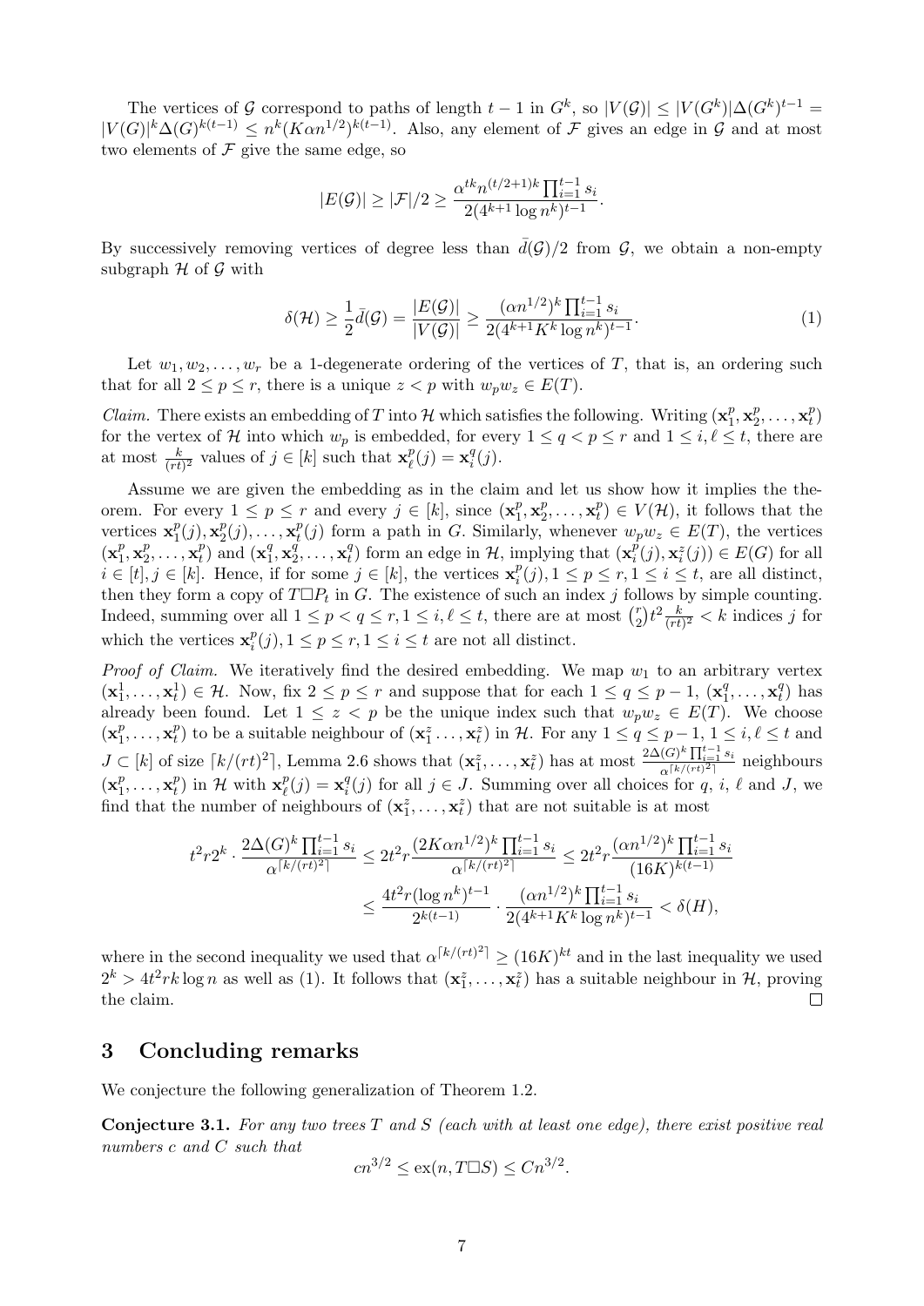The vertices of $\mathcal{G}$ correspond to paths of length $t-1$ in $G^k$, so $|V(\mathcal{G})| \le |V(G^k)|\Delta(G^k)^{t-1} = |V(G)|^k \Delta(G)^{k(t-1)} \le n^k (K\alpha n^{1/2})^{k(t-1)}$. Also, any element of $\mathcal{F}$ gives an edge in $\mathcal{G}$ and at most two elements of $\mathcal{F}$ give the same edge, so

$$|E(\mathcal{G})| \ge |\mathcal{F}|/2 \ge \frac{\alpha^{tk} n^{(t/2+1)k} \prod_{i=1}^{t-1} s_i}{2(4^{k+1}\log n^k)^{t-1}}.$$

By successively removing vertices of degree less than $\bar{d}(\mathcal{G})/2$ from $\mathcal{G}$, we obtain a non-empty subgraph $\mathcal{H}$ of $\mathcal{G}$ with

$$\delta(\mathcal{H}) \ge \frac{1}{2}\bar{d}(\mathcal{G}) = \frac{|E(\mathcal{G})|}{|V(\mathcal{G})|} \ge \frac{(\alpha n^{1/2})^k \prod_{i=1}^{t-1} s_i}{2(4^{k+1}K^k \log n^k)^{t-1}}. \tag{1}$$

Let $w_1, w_2, \dots, w_r$ be a 1-degenerate ordering of the vertices of $T$, that is, an ordering such that for all $2 \le p \le r$, there is a unique $z < p$ with $w_p w_z \in E(T)$.

*Claim.* There exists an embedding of $T$ into $\mathcal{H}$ which satisfies the following. Writing $(\mathbf{x}_1^p, \mathbf{x}_2^p, \dots, \mathbf{x}_t^p)$ for the vertex of $\mathcal{H}$ into which $w_p$ is embedded, for every $1 \le q < p \le r$ and $1 \le i, \ell \le t$, there are at most $\frac{k}{(rt)^2}$ values of $j \in [k]$ such that $\mathbf{x}_\ell^p(j) = \mathbf{x}_i^q(j)$.

Assume we are given the embedding as in the claim and let us show how it implies the theorem. For every $1 \le p \le r$ and every $j \in [k]$, since $(\mathbf{x}_1^p, \mathbf{x}_2^p, \dots, \mathbf{x}_t^p) \in V(\mathcal{H})$, it follows that the vertices $\mathbf{x}_1^p(j), \mathbf{x}_2^p(j), \dots, \mathbf{x}_t^p(j)$ form a path in $G$. Similarly, whenever $w_p w_z \in E(T)$, the vertices $(\mathbf{x}_1^p, \mathbf{x}_2^p, \dots, \mathbf{x}_t^p)$ and $(\mathbf{x}_1^q, \mathbf{x}_2^q, \dots, \mathbf{x}_t^q)$ form an edge in $\mathcal{H}$, implying that $(\mathbf{x}_i^p(j), \mathbf{x}_i^z(j)) \in E(G)$ for all $i \in [t], j \in [k]$. Hence, if for some $j \in [k]$, the vertices $\mathbf{x}_i^p(j), 1 \le p \le r, 1 \le i \le t$, are all distinct, then they form a copy of $T \square P_t$ in $G$. The existence of such an index $j$ follows by simple counting. Indeed, summing over all $1 \le p < q \le r, 1 \le i, \ell \le t$, there are at most $\binom{r}{2} t^2 \frac{k}{(rt)^2} < k$ indices $j$ for which the vertices $\mathbf{x}_i^p(j), 1 \le p \le r, 1 \le i \le t$ are not all distinct.

*Proof of Claim.* We iteratively find the desired embedding. We map $w_1$ to an arbitrary vertex $(\mathbf{x}_1^1, \dots, \mathbf{x}_t^1) \in \mathcal{H}$. Now, fix $2 \le p \le r$ and suppose that for each $1 \le q \le p-1$, $(\mathbf{x}_1^q, \dots, \mathbf{x}_t^q)$ has already been found. Let $1 \le z < p$ be the unique index such that $w_p w_z \in E(T)$. We choose $(\mathbf{x}_1^p, \dots, \mathbf{x}_t^p)$ to be a suitable neighbour of $(\mathbf{x}_1^z \dots, \mathbf{x}_t^z)$ in $\mathcal{H}$. For any $1 \le q \le p-1$, $1 \le i, \ell \le t$ and $J \subset [k]$ of size $\lceil k/(rt)^2 \rceil$, Lemma 2.6 shows that $(\mathbf{x}_1^z, \dots, \mathbf{x}_t^z)$ has at most $\frac{2\Delta(G)^k \prod_{i=1}^{t-1} s_i}{\alpha^{\lceil k/(rt)^2 \rceil}}$ neighbours $(\mathbf{x}_1^p, \dots, \mathbf{x}_t^p)$ in $\mathcal{H}$ with $\mathbf{x}_\ell^p(j) = \mathbf{x}_i^q(j)$ for all $j \in J$. Summing over all choices for $q$, $i$, $\ell$ and $J$, we find that the number of neighbours of $(\mathbf{x}_1^z, \dots, \mathbf{x}_t^z)$ that are not suitable is at most

$$\begin{aligned} t^2 r 2^k \cdot \frac{2\Delta(G)^k \prod_{i=1}^{t-1} s_i}{\alpha^{\lceil k/(rt)^2 \rceil}} &\le 2t^2 r \frac{(2K\alpha n^{1/2})^k \prod_{i=1}^{t-1} s_i}{\alpha^{\lceil k/(rt)^2 \rceil}} \le 2t^2 r \frac{(\alpha n^{1/2})^k \prod_{i=1}^{t-1} s_i}{(16K)^{k(t-1)}} \\ &\le \frac{4t^2 r (\log n^k)^{t-1}}{2^{k(t-1)}} \cdot \frac{(\alpha n^{1/2})^k \prod_{i=1}^{t-1} s_i}{2(4^{k+1} K^k \log n^k)^{t-1}} < \delta(H), \end{aligned}$$

where in the second inequality we used that $\alpha^{\lceil k/(rt)^2 \rceil} \ge (16K)^{kt}$ and in the last inequality we used $2^k > 4t^2 rk \log n$ as well as (1). It follows that $(\mathbf{x}_1^z, \dots, \mathbf{x}_t^z)$ has a suitable neighbour in $\mathcal{H}$, proving the claim. $\square$

## 3 Concluding remarks

We conjecture the following generalization of Theorem 1.2.

**Conjecture 3.1.** *For any two trees $T$ and $S$ (each with at least one edge), there exist positive real numbers $c$ and $C$ such that*

$$cn^{3/2} \le \mathrm{ex}(n, T \square S) \le Cn^{3/2}.$$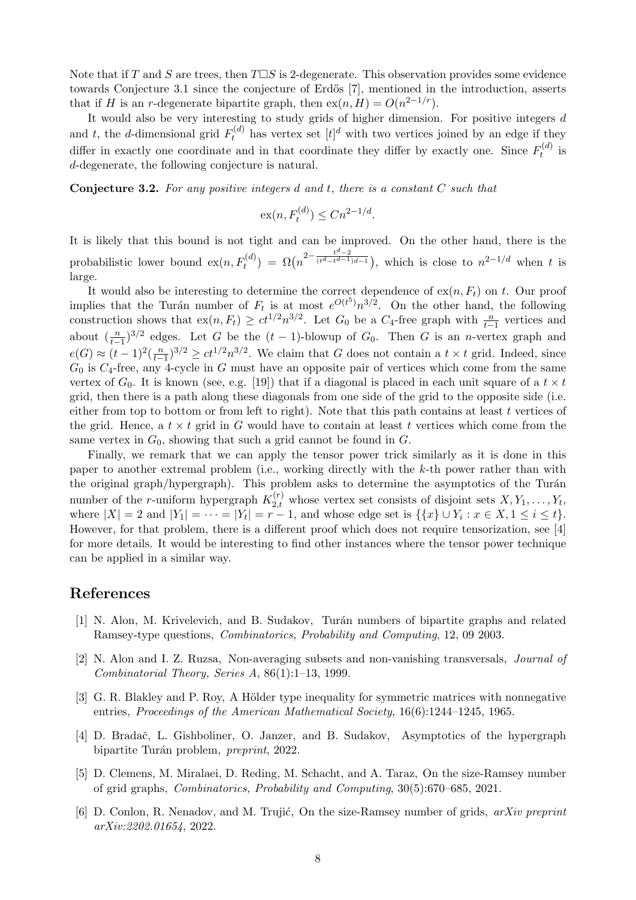Note that if $T$ and $S$ are trees, then $T\square S$ is 2-degenerate. This observation provides some evidence towards Conjecture 3.1 since the conjecture of Erdős [7], mentioned in the introduction, asserts that if $H$ is an $r$-degenerate bipartite graph, then $\mathrm{ex}(n, H) = O(n^{2-1/r})$.

It would also be very interesting to study grids of higher dimension. For positive integers $d$ and $t$, the $d$-dimensional grid $F_t^{(d)}$ has vertex set $[t]^d$ with two vertices joined by an edge if they differ in exactly one coordinate and in that coordinate they differ by exactly one. Since $F_t^{(d)}$ is $d$-degenerate, the following conjecture is natural.

**Conjecture 3.2.** *For any positive integers $d$ and $t$, there is a constant $C$ such that*

$$\mathrm{ex}(n, F_t^{(d)}) \leq Cn^{2-1/d}.$$

It is likely that this bound is not tight and can be improved. On the other hand, there is the probabilistic lower bound $\mathrm{ex}(n, F_t^{(d)}) = \Omega\big(n^{2-\frac{t^d-2}{(t^d-t^{d-1})d-1}}\big)$, which is close to $n^{2-1/d}$ when $t$ is large.

It would also be interesting to determine the correct dependence of $\mathrm{ex}(n, F_t)$ on $t$. Our proof implies that the Turán number of $F_t$ is at most $e^{O(t^5)}n^{3/2}$. On the other hand, the following construction shows that $\mathrm{ex}(n, F_t) \geq ct^{1/2}n^{3/2}$. Let $G_0$ be a $C_4$-free graph with $\frac{n}{t-1}$ vertices and about $(\frac{n}{t-1})^{3/2}$ edges. Let $G$ be the $(t-1)$-blowup of $G_0$. Then $G$ is an $n$-vertex graph and $e(G) \approx (t-1)^2(\frac{n}{t-1})^{3/2} \geq ct^{1/2}n^{3/2}$. We claim that $G$ does not contain a $t \times t$ grid. Indeed, since $G_0$ is $C_4$-free, any 4-cycle in $G$ must have an opposite pair of vertices which come from the same vertex of $G_0$. It is known (see, e.g. [19]) that if a diagonal is placed in each unit square of a $t \times t$ grid, then there is a path along these diagonals from one side of the grid to the opposite side (i.e. either from top to bottom or from left to right). Note that this path contains at least $t$ vertices of the grid. Hence, a $t \times t$ grid in $G$ would have to contain at least $t$ vertices which come from the same vertex in $G_0$, showing that such a grid cannot be found in $G$.

Finally, we remark that we can apply the tensor power trick similarly as it is done in this paper to another extremal problem (i.e., working directly with the $k$-th power rather than with the original graph/hypergraph). This problem asks to determine the asymptotics of the Turán number of the $r$-uniform hypergraph $K_{2,t}^{(r)}$ whose vertex set consists of disjoint sets $X, Y_1, \dots, Y_t$, where $|X| = 2$ and $|Y_1| = \cdots = |Y_t| = r - 1$, and whose edge set is $\{\{x\} \cup Y_i : x \in X, 1 \leq i \leq t\}$. However, for that problem, there is a different proof which does not require tensorization, see [4] for more details. It would be interesting to find other instances where the tensor power technique can be applied in a similar way.

## References

[1] N. Alon, M. Krivelevich, and B. Sudakov, Turán numbers of bipartite graphs and related Ramsey-type questions, *Combinatorics, Probability and Computing*, 12, 09 2003.

[2] N. Alon and I. Z. Ruzsa, Non-averaging subsets and non-vanishing transversals, *Journal of Combinatorial Theory, Series A*, 86(1):1–13, 1999.

[3] G. R. Blakley and P. Roy, A Hölder type inequality for symmetric matrices with nonnegative entries, *Proceedings of the American Mathematical Society*, 16(6):1244–1245, 1965.

[4] D. Bradač, L. Gishboliner, O. Janzer, and B. Sudakov, Asymptotics of the hypergraph bipartite Turán problem, *preprint*, 2022.

[5] D. Clemens, M. Miralaei, D. Reding, M. Schacht, and A. Taraz, On the size-Ramsey number of grid graphs, *Combinatorics, Probability and Computing*, 30(5):670–685, 2021.

[6] D. Conlon, R. Nenadov, and M. Trujić, On the size-Ramsey number of grids, *arXiv preprint arXiv:2202.01654*, 2022.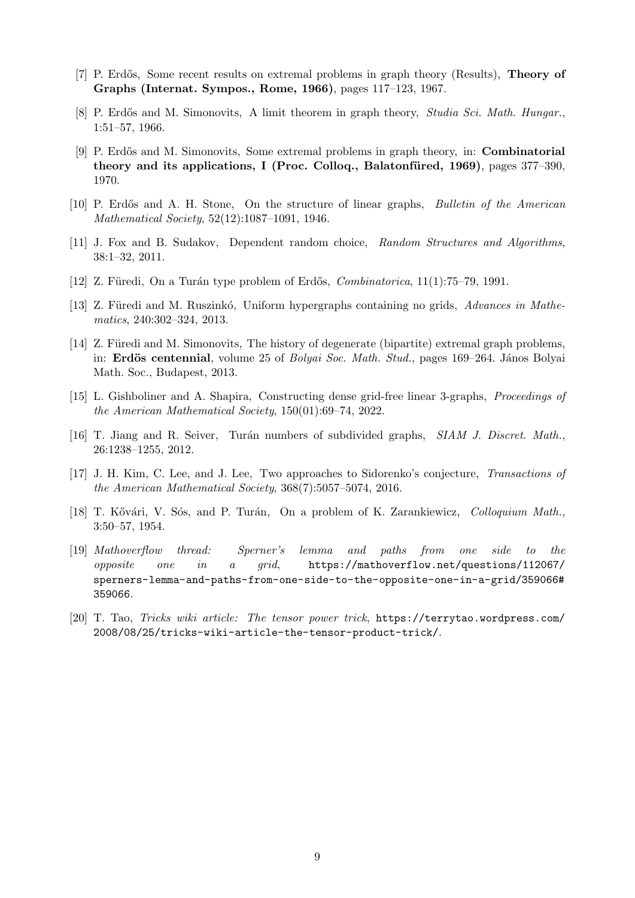[7] P. Erdős, Some recent results on extremal problems in graph theory (Results), **Theory of Graphs (Internat. Sympos., Rome, 1966)**, pages 117–123, 1967.

[8] P. Erdős and M. Simonovits, A limit theorem in graph theory, *Studia Sci. Math. Hungar.*, 1:51–57, 1966.

[9] P. Erdős and M. Simonovits, Some extremal problems in graph theory, in: **Combinatorial theory and its applications, I (Proc. Colloq., Balatonfüred, 1969)**, pages 377–390, 1970.

[10] P. Erdős and A. H. Stone, On the structure of linear graphs, *Bulletin of the American Mathematical Society*, 52(12):1087–1091, 1946.

[11] J. Fox and B. Sudakov, Dependent random choice, *Random Structures and Algorithms*, 38:1–32, 2011.

[12] Z. Füredi, On a Turán type problem of Erdős, *Combinatorica*, 11(1):75–79, 1991.

[13] Z. Füredi and M. Ruszinkó, Uniform hypergraphs containing no grids, *Advances in Mathematics*, 240:302–324, 2013.

[14] Z. Füredi and M. Simonovits, The history of degenerate (bipartite) extremal graph problems, in: **Erdös centennial**, volume 25 of *Bolyai Soc. Math. Stud.*, pages 169–264. János Bolyai Math. Soc., Budapest, 2013.

[15] L. Gishboliner and A. Shapira, Constructing dense grid-free linear 3-graphs, *Proceedings of the American Mathematical Society*, 150(01):69–74, 2022.

[16] T. Jiang and R. Seiver, Turán numbers of subdivided graphs, *SIAM J. Discret. Math.*, 26:1238–1255, 2012.

[17] J. H. Kim, C. Lee, and J. Lee, Two approaches to Sidorenko's conjecture, *Transactions of the American Mathematical Society*, 368(7):5057–5074, 2016.

[18] T. Kővári, V. Sós, and P. Turán, On a problem of K. Zarankiewicz, *Colloquium Math.*, 3:50–57, 1954.

[19] *Mathoverflow thread: Sperner's lemma and paths from one side to the opposite one in a grid*, https://mathoverflow.net/questions/112067/sperners-lemma-and-paths-from-one-side-to-the-opposite-one-in-a-grid/359066#359066.

[20] T. Tao, *Tricks wiki article: The tensor power trick*, https://terrytao.wordpress.com/2008/08/25/tricks-wiki-article-the-tensor-product-trick/.